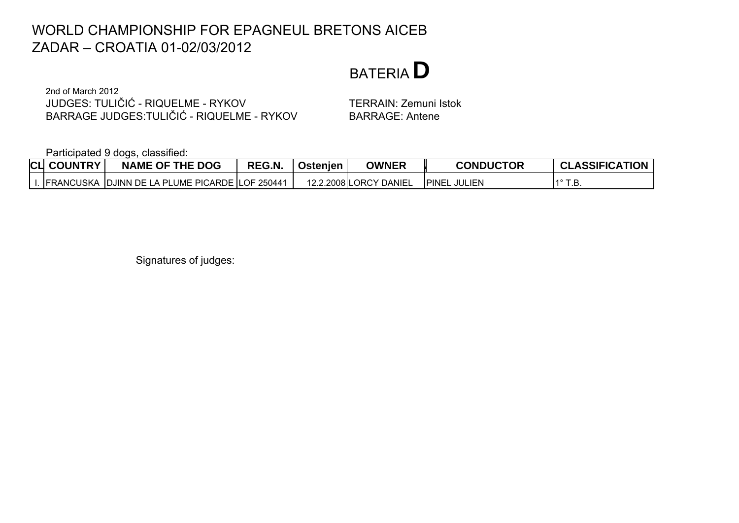# WORLD CHAMPIONSHIP FOR EPAGNEUL BRETONS AICEB
# ZADAR – CROATIA 01-02/03/2012

## BATERIA **D**

2nd of March 2012

JUDGES: TULIČIĆ - RIQUELME - RYKOV

TERRAIN: Zemuni Istok

BARRAGE JUDGES:TULIČIĆ - RIQUELME - RYKOV

BARRAGE: Antene

Participated 9 dogs, classified:

| CL | COUNTRY | NAME OF THE DOG | REG.N. | Ostenjen | OWNER | CONDUCTOR | CLASSIFICATION |
|---|---|---|---|---|---|---|---|
| I. | FRANCUSKA | DJINN DE LA PLUME PICARDE | LOF 250441 | 12.2.2008 | LORCY DANIEL | PINEL JULIEN | 1° T.B. |

Signatures of judges: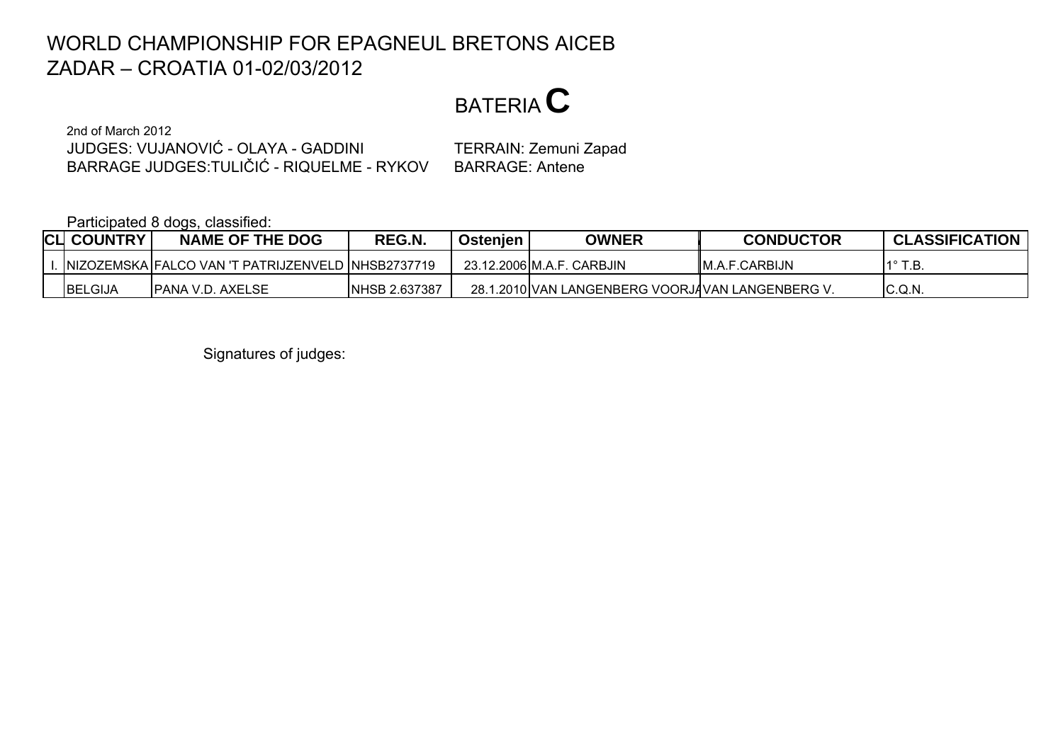# WORLD CHAMPIONSHIP FOR EPAGNEUL BRETONS AICEB
## ZADAR – CROATIA 01-02/03/2012

## BATERIA C

2nd of March 2012

JUDGES: VUJANOVIĆ - OLAYA - GADDINI TERRAIN: Zemuni Zapad

BARRAGE JUDGES:TULIČIĆ - RIQUELME - RYKOV BARRAGE: Antene

Participated 8 dogs, classified:

| CL | COUNTRY | NAME OF THE DOG | REG.N. | Ostenjen | OWNER | CONDUCTOR | CLASSIFICATION |
|---|---|---|---|---|---|---|---|
| I. | NIZOZEMSKA | FALCO VAN 'T PATRIJZENVELD | NHSB2737719 | 23.12.2006 | M.A.F. CARBJIN | M.A.F.CARBIJN | 1° T.B. |
| | BELGIJA | PANA V.D. AXELSE | NHSB 2.637387 | 28.1.2010 | VAN LANGENBERG VOORJA | VAN LANGENBERG V. | C.Q.N. |

Signatures of judges: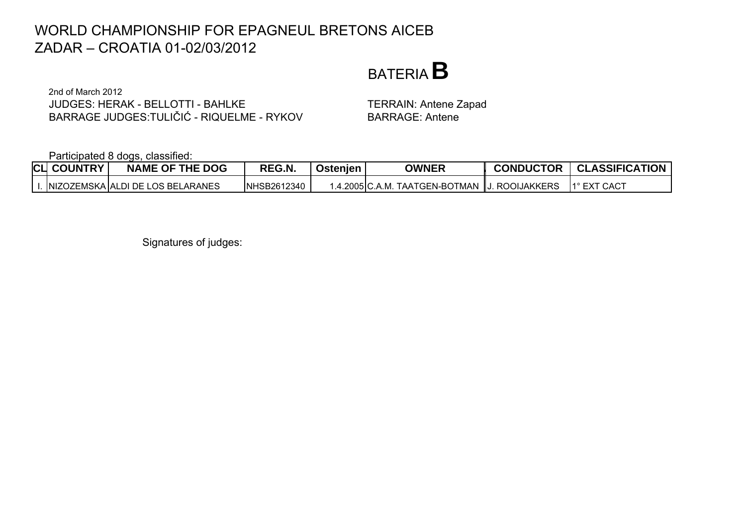# WORLD CHAMPIONSHIP FOR EPAGNEUL BRETONS AICEB
# ZADAR – CROATIA 01-02/03/2012

## BATERIA **B**

2nd of March 2012

JUDGES: HERAK - BELLOTTI - BAHLKE

BARRAGE JUDGES:TULIČIĆ - RIQUELME - RYKOV

TERRAIN: Antene Zapad

BARRAGE: Antene

Participated 8 dogs, classified:

| CL | COUNTRY | NAME OF THE DOG | REG.N. | Ostenjen | OWNER | CONDUCTOR | CLASSIFICATION |
|---|---|---|---|---|---|---|---|
| I. | NIZOZEMSKA | ALDI DE LOS BELARANES | NHSB2612340 | 1.4.2005 | C.A.M. TAATGEN-BOTMAN | J. ROOIJAKKERS | 1° EXT CACT |

Signatures of judges: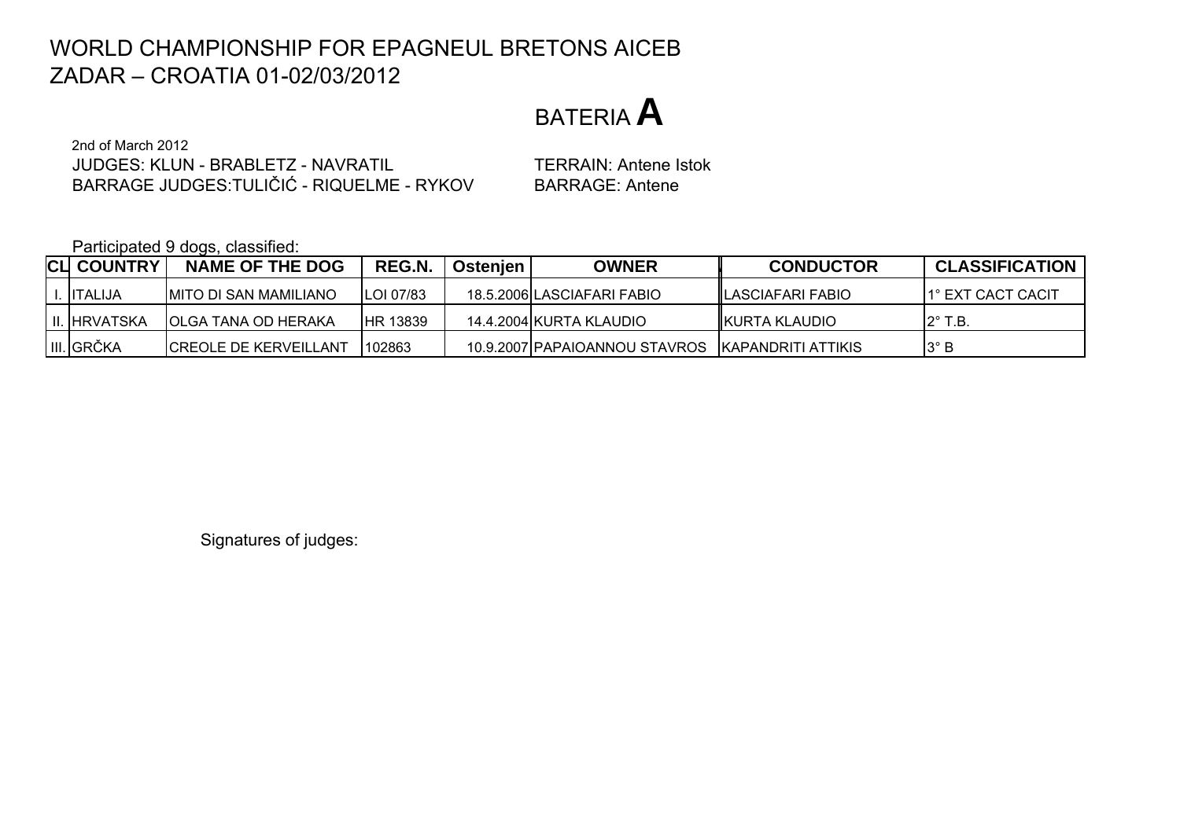# WORLD CHAMPIONSHIP FOR EPAGNEUL BRETONS AICEB
## ZADAR – CROATIA 01-02/03/2012

## BATERIA **A**

2nd of March 2012

JUDGES: KLUN - BRABLETZ - NAVRATIL

TERRAIN: Antene Istok

BARRAGE JUDGES:TULIČIĆ - RIQUELME - RYKOV

BARRAGE: Antene

Participated 9 dogs, classified:

| CL | COUNTRY | NAME OF THE DOG | REG.N. | Ostenjen | OWNER | CONDUCTOR | CLASSIFICATION |
|---|---|---|---|---|---|---|---|
| I. | ITALIJA | MITO DI SAN MAMILIANO | LOI 07/83 | 18.5.2006 | LASCIAFARI FABIO | LASCIAFARI FABIO | 1° EXT CACT CACIT |
| II. | HRVATSKA | OLGA TANA OD HERAKA | HR 13839 | 14.4.2004 | KURTA KLAUDIO | KURTA KLAUDIO | 2° T.B. |
| III. | GRČKA | CREOLE DE KERVEILLANT | 102863 | 10.9.2007 | PAPAIOANNOU STAVROS | KAPANDRITI ATTIKIS | 3° B |

Signatures of judges: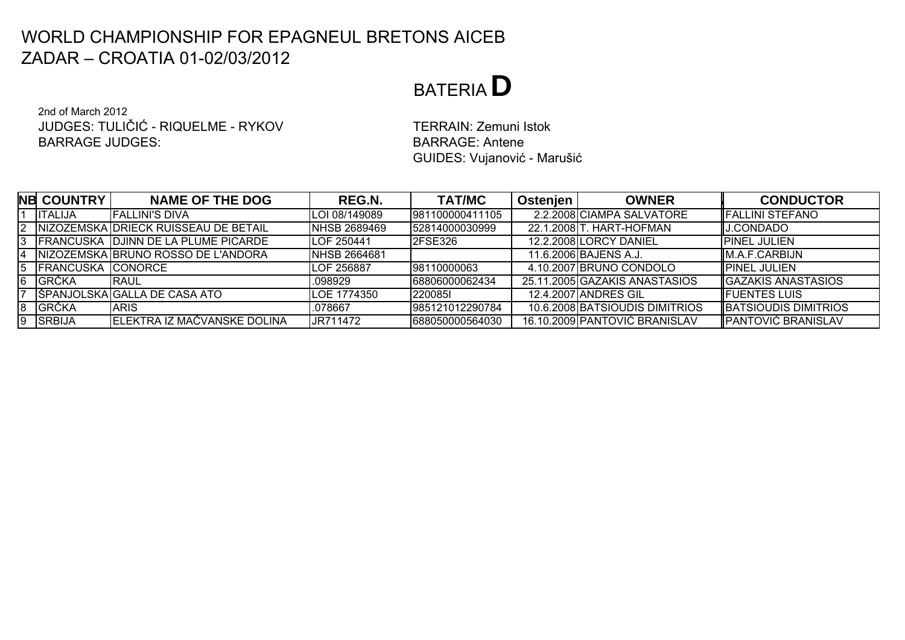# WORLD CHAMPIONSHIP FOR EPAGNEUL BRETONS AICEB
# ZADAR – CROATIA 01-02/03/2012

## BATERIA D

2nd of March 2012
JUDGES: TULIČIĆ - RIQUELME - RYKOV
BARRAGE JUDGES:

TERRAIN: Zemuni Istok
BARRAGE: Antene
GUIDES: Vujanović - Marušić

| NB | COUNTRY | NAME OF THE DOG | REG.N. | TAT/MC | Ostenjen | OWNER | CONDUCTOR |
|---|---|---|---|---|---|---|---|
| 1 | ITALIJA | FALLINI'S DIVA | LOI 08/149089 | 981100000411105 | 2.2.2008 | CIAMPA SALVATORE | FALLINI STEFANO |
| 2 | NIZOZEMSKA | DRIECK RUISSEAU DE BETAIL | NHSB 2689469 | 52814000030999 | 22.1.2008 | T. HART-HOFMAN | J.CONDADO |
| 3 | FRANCUSKA | DJINN DE LA PLUME PICARDE | LOF 250441 | 2FSE326 | 12.2.2008 | LORCY DANIEL | PINEL JULIEN |
| 4 | NIZOZEMSKA | BRUNO ROSSO DE L'ANDORA | NHSB 2664681 | | 11.6.2006 | BAJENS A.J. | M.A.F.CARBIJN |
| 5 | FRANCUSKA | CONORCE | LOF 256887 | 98110000063 | 4.10.2007 | BRUNO CONDOLO | PINEL JULIEN |
| 6 | GRČKA | RAUL | .098929 | 68806000062434 | 25.11.2005 | GAZAKIS ANASTASIOS | GAZAKIS ANASTASIOS |
| 7 | ŠPANJOLSKA | GALLA DE CASA ATO | LOE 1774350 | 220085I | 12.4.2007 | ANDRES GIL | FUENTES LUIS |
| 8 | GRČKA | ARIS | .078667 | 985121012290784 | 10.6.2008 | BATSIOUDIS DIMITRIOS | BATSIOUDIS DIMITRIOS |
| 9 | SRBIJA | ELEKTRA IZ MAČVANSKE DOLINA | JR711472 | 688050000564030 | 16.10.2009 | PANTOVIĆ BRANISLAV | PANTOVIĆ BRANISLAV |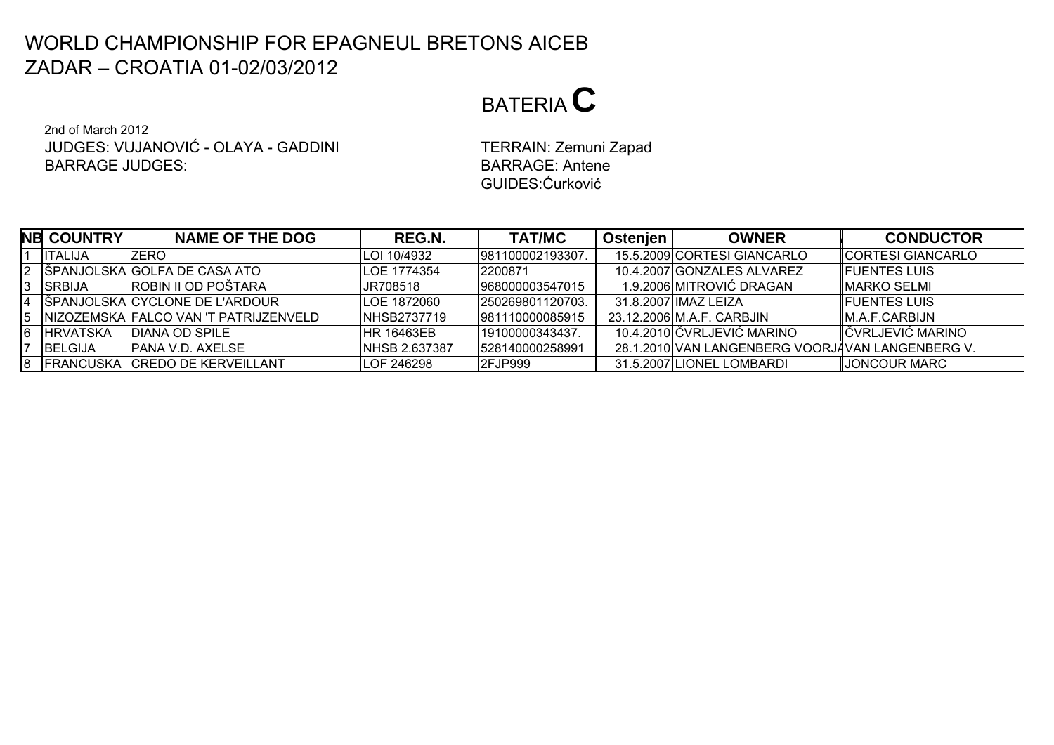# WORLD CHAMPIONSHIP FOR EPAGNEUL BRETONS AICEB
# ZADAR – CROATIA 01-02/03/2012

## BATERIA C

2nd of March 2012
JUDGES: VUJANOVIĆ - OLAYA - GADDINI
BARRAGE JUDGES:

TERRAIN: Zemuni Zapad
BARRAGE: Antene
GUIDES:Ćurković

| NB | COUNTRY | NAME OF THE DOG | REG.N. | TAT/MC | Ostenjen | OWNER | CONDUCTOR |
|---|---|---|---|---|---|---|---|
| 1 | ITALIJA | ZERO | LOI 10/4932 | 981100002193307. | 15.5.2009 | CORTESI GIANCARLO | CORTESI GIANCARLO |
| 2 | ŠPANJOLSKA | GOLFA DE CASA ATO | LOE 1774354 | 2200871 | 10.4.2007 | GONZALES ALVAREZ | FUENTES LUIS |
| 3 | SRBIJA | ROBIN II OD POŠTARA | JR708518 | 968000003547015 | 1.9.2006 | MITROVIĆ DRAGAN | MARKO SELMI |
| 4 | ŠPANJOLSKA | CYCLONE DE L'ARDOUR | LOE 1872060 | 250269801120703. | 31.8.2007 | IMAZ LEIZA | FUENTES LUIS |
| 5 | NIZOZEMSKA | FALCO VAN 'T PATRIJZENVELD | NHSB2737719 | 981110000085915 | 23.12.2006 | M.A.F. CARBJIN | M.A.F.CARBIJN |
| 6 | HRVATSKA | DIANA OD SPILE | HR 16463EB | 19100000343437. | 10.4.2010 | ČVRLJEVIĆ MARINO | ČVRLJEVIĆ MARINO |
| 7 | BELGIJA | PANA V.D. AXELSE | NHSB 2.637387 | 528140000258991 | 28.1.2010 | VAN LANGENBERG VOORJA | VAN LANGENBERG V. |
| 8 | FRANCUSKA | CREDO DE KERVEILLANT | LOF 246298 | 2FJP999 | 31.5.2007 | LIONEL LOMBARDI | JONCOUR MARC |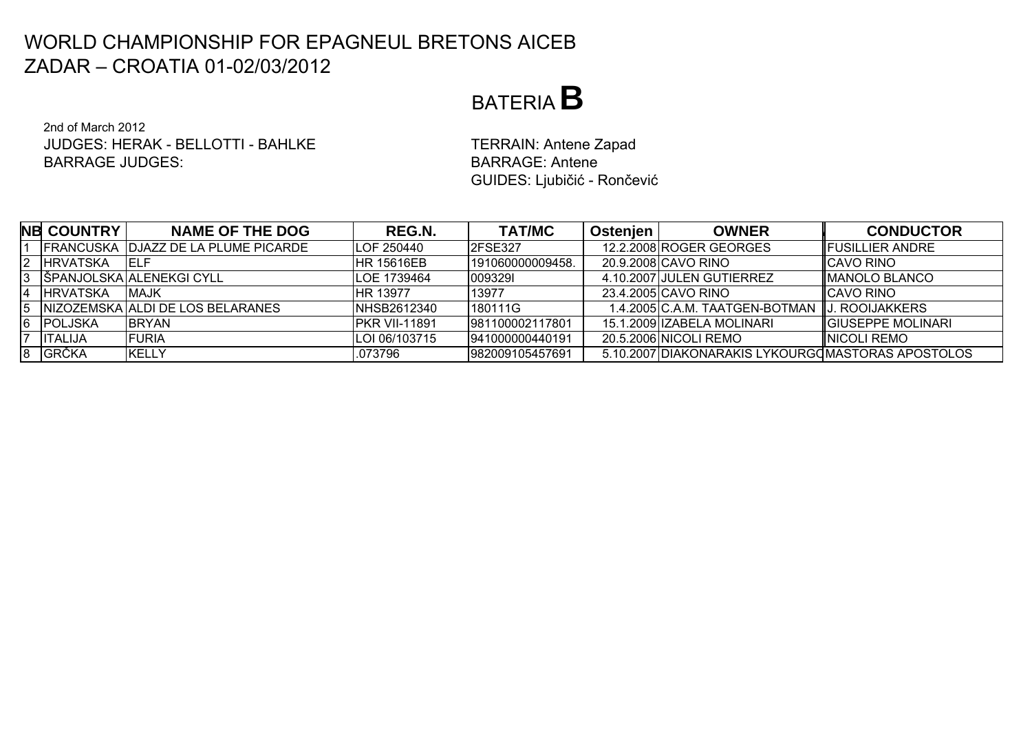# WORLD CHAMPIONSHIP FOR EPAGNEUL BRETONS AICEB
## ZADAR – CROATIA 01-02/03/2012

# BATERIA **B**

2nd of March 2012
JUDGES: HERAK - BELLOTTI - BAHLKE
BARRAGE JUDGES:

TERRAIN: Antene Zapad
BARRAGE: Antene
GUIDES: Ljubičić - Rončević

| NB | COUNTRY | NAME OF THE DOG | REG.N. | TAT/MC | Ostenjen | OWNER | CONDUCTOR |
|---|---|---|---|---|---|---|---|
| 1 | FRANCUSKA | DJAZZ DE LA PLUME PICARDE | LOF 250440 | 2FSE327 | 12.2.2008 | ROGER GEORGES | FUSILLIER ANDRE |
| 2 | HRVATSKA | ELF | HR 15616EB | 191060000009458. | 20.9.2008 | CAVO RINO | CAVO RINO |
| 3 | ŠPANJOLSKA | ALENEKGI CYLL | LOE 1739464 | 009329I | 4.10.2007 | JULEN GUTIERREZ | MANOLO BLANCO |
| 4 | HRVATSKA | MAJK | HR 13977 | 13977 | 23.4.2005 | CAVO RINO | CAVO RINO |
| 5 | NIZOZEMSKA | ALDI DE LOS BELARANES | NHSB2612340 | 180111G | 1.4.2005 | C.A.M. TAATGEN-BOTMAN | J. ROOIJAKKERS |
| 6 | POLJSKA | BRYAN | PKR VII-11891 | 981100002117801 | 15.1.2009 | IZABELA MOLINARI | GIUSEPPE MOLINARI |
| 7 | ITALIJA | FURIA | LOI 06/103715 | 941000000440191 | 20.5.2006 | NICOLI REMO | NICOLI REMO |
| 8 | GRČKA | KELLY | .073796 | 982009105457691 | 5.10.2007 | DIAKONARAKIS LYKOURGO | MASTORAS APOSTOLOS |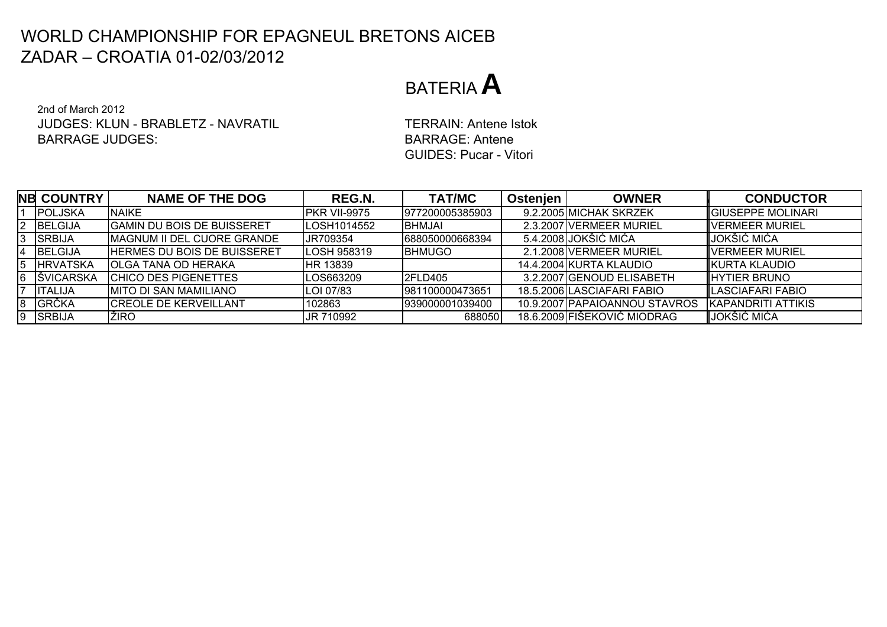# WORLD CHAMPIONSHIP FOR EPAGNEUL BRETONS AICEB
## ZADAR – CROATIA 01-02/03/2012

# BATERIA **A**

2nd of March 2012
JUDGES: KLUN - BRABLETZ - NAVRATIL
BARRAGE JUDGES:

TERRAIN: Antene Istok
BARRAGE: Antene
GUIDES: Pucar - Vitori

| NB | COUNTRY | NAME OF THE DOG | REG.N. | TAT/MC | Ostenjen | OWNER | CONDUCTOR |
|---|---|---|---|---|---|---|---|
| 1 | POLJSKA | NAIKE | PKR VII-9975 | 977200005385903 | 9.2.2005 | MICHAK SKRZEK | GIUSEPPE MOLINARI |
| 2 | BELGIJA | GAMIN DU BOIS DE BUISSERET | LOSH1014552 | BHMJAI | 2.3.2007 | VERMEER MURIEL | VERMEER MURIEL |
| 3 | SRBIJA | MAGNUM II DEL CUORE GRANDE | JR709354 | 688050000668394 | 5.4.2008 | JOKŠIĆ MIĆA | JOKŠIĆ MIĆA |
| 4 | BELGIJA | HERMES DU BOIS DE BUISSERET | LOSH 958319 | BHMUGO | 2.1.2008 | VERMEER MURIEL | VERMEER MURIEL |
| 5 | HRVATSKA | OLGA TANA OD HERAKA | HR 13839 | | 14.4.2004 | KURTA KLAUDIO | KURTA KLAUDIO |
| 6 | ŠVICARSKA | CHICO DES PIGENETTES | LOS663209 | 2FLD405 | 3.2.2007 | GENOUD ELISABETH | HYTIER BRUNO |
| 7 | ITALIJA | MITO DI SAN MAMILIANO | LOI 07/83 | 981100000473651 | 18.5.2006 | LASCIAFARI FABIO | LASCIAFARI FABIO |
| 8 | GRČKA | CREOLE DE KERVEILLANT | 102863 | 939000001039400 | 10.9.2007 | PAPAIOANNOU STAVROS | KAPANDRITI ATTIKIS |
| 9 | SRBIJA | ŽIRO | JR 710992 | 688050 | 18.6.2009 | FIŠEKOVIĆ MIODRAG | JOKŠIĆ MIĆA |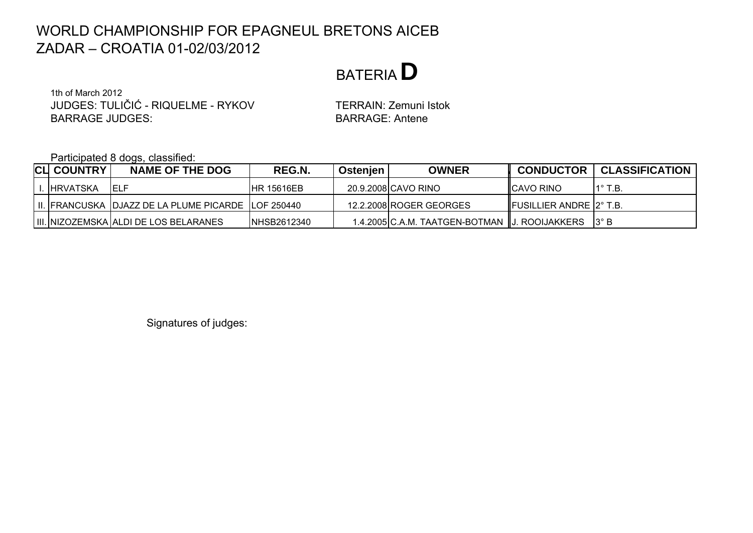# WORLD CHAMPIONSHIP FOR EPAGNEUL BRETONS AICEB
## ZADAR – CROATIA 01-02/03/2012

## BATERIA D

1th of March 2012
JUDGES: TULIČIĆ - RIQUELME - RYKOV
BARRAGE JUDGES:

TERRAIN: Zemuni Istok
BARRAGE: Antene

Participated 8 dogs, classified:

| CL | COUNTRY | NAME OF THE DOG | REG.N. | Ostenjen | OWNER | CONDUCTOR | CLASSIFICATION |
|---|---|---|---|---|---|---|---|
| I. | HRVATSKA | ELF | HR 15616EB | 20.9.2008 | CAVO RINO | CAVO RINO | 1° T.B. |
| II. | FRANCUSKA | DJAZZ DE LA PLUME PICARDE | LOF 250440 | 12.2.2008 | ROGER GEORGES | FUSILLIER ANDRE | 2° T.B. |
| III. | NIZOZEMSKA | ALDI DE LOS BELARANES | NHSB2612340 | 1.4.2005 | C.A.M. TAATGEN-BOTMAN | J. ROOIJAKKERS | 3° B |

Signatures of judges: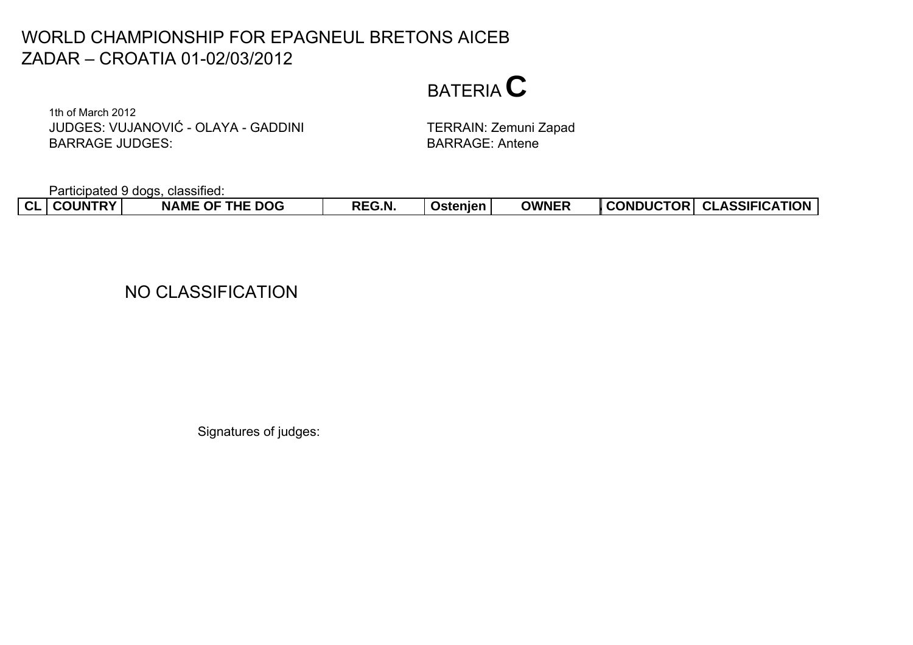# WORLD CHAMPIONSHIP FOR EPAGNEUL BRETONS AICEB
# ZADAR – CROATIA 01-02/03/2012

## BATERIA C

1th of March 2012
JUDGES: VUJANOVIĆ - OLAYA - GADDINI
BARRAGE JUDGES:

TERRAIN: Zemuni Zapad
BARRAGE: Antene

Participated 9 dogs, classified:

| CL | COUNTRY | NAME OF THE DOG | REG.N. | Ostenjen | OWNER | CONDUCTOR | CLASSIFICATION |
|---|---|---|---|---|---|---|---|

NO CLASSIFICATION

Signatures of judges: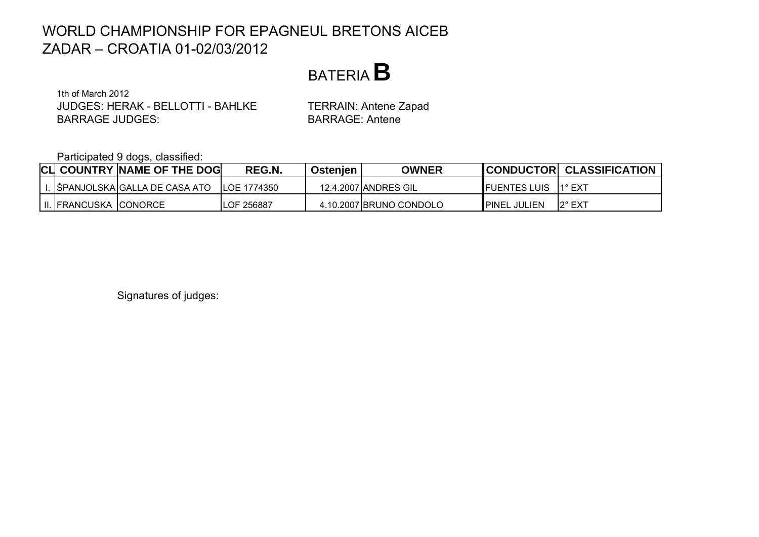# WORLD CHAMPIONSHIP FOR EPAGNEUL BRETONS AICEB
## ZADAR – CROATIA 01-02/03/2012

## BATERIA **B**

1th of March 2012

JUDGES: HERAK - BELLOTTI - BAHLKE

BARRAGE JUDGES:

TERRAIN: Antene Zapad

BARRAGE: Antene

Participated 9 dogs, classified:

| CL | COUNTRY | NAME OF THE DOG | REG.N. | Ostenjen | OWNER | CONDUCTOR | CLASSIFICATION |
|---|---|---|---|---|---|---|---|
| I. | ŠPANJOLSKA | GALLA DE CASA ATO | LOE 1774350 | 12.4.2007 | ANDRES GIL | FUENTES LUIS | 1° EXT |
| II. | FRANCUSKA | CONORCE | LOF 256887 | 4.10.2007 | BRUNO CONDOLO | PINEL JULIEN | 2° EXT |

Signatures of judges: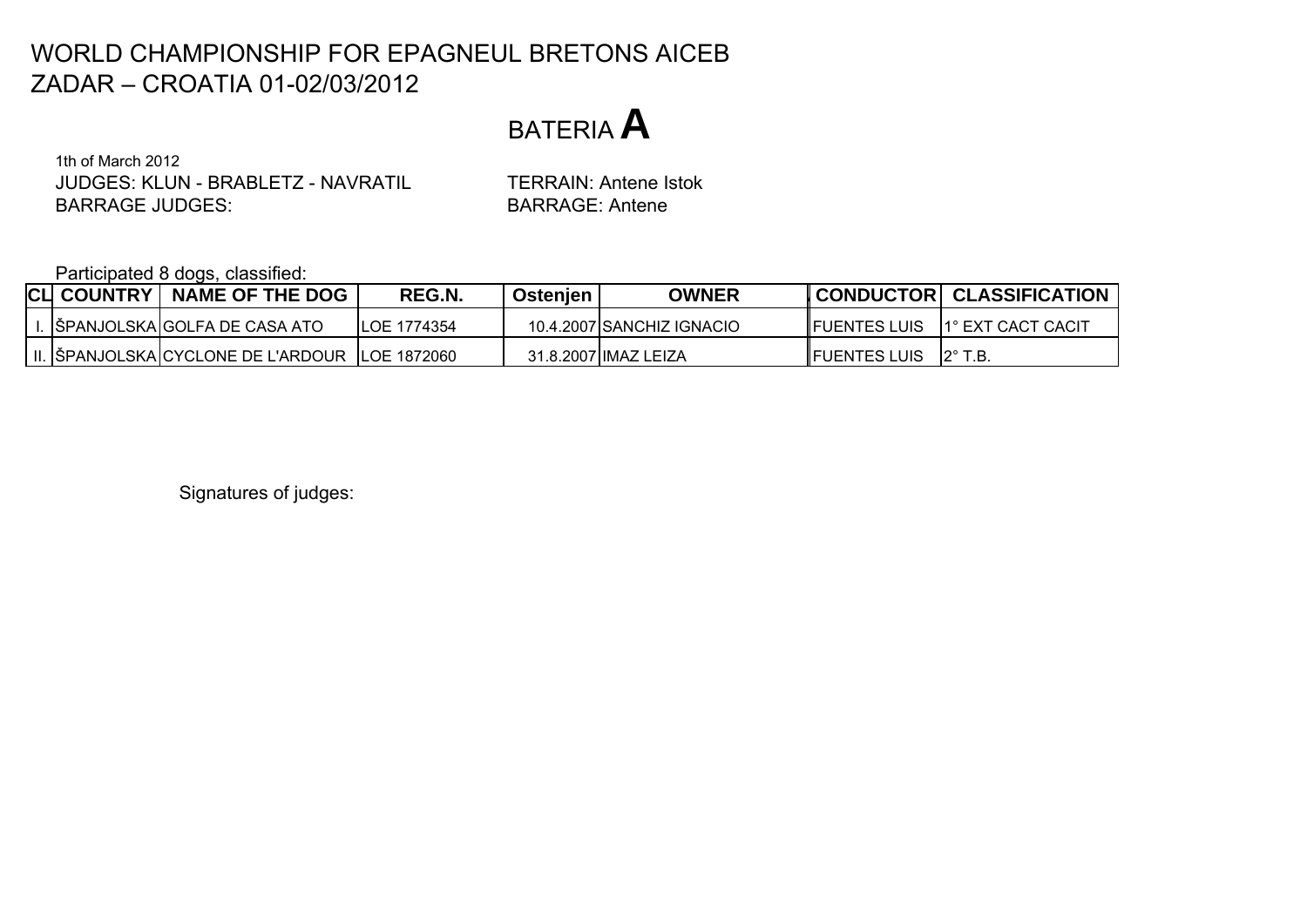# WORLD CHAMPIONSHIP FOR EPAGNEUL BRETONS AICEB
# ZADAR – CROATIA 01-02/03/2012

## BATERIA **A**

1th of March 2012

JUDGES: KLUN - BRABLETZ - NAVRATIL

TERRAIN: Antene Istok

BARRAGE JUDGES:

BARRAGE: Antene

Participated 8 dogs, classified:

| CL | COUNTRY | NAME OF THE DOG | REG.N. | Ostenjen | OWNER | CONDUCTOR | CLASSIFICATION |
|---|---|---|---|---|---|---|---|
| I. | ŠPANJOLSKA | GOLFA DE CASA ATO | LOE 1774354 | 10.4.2007 | SANCHIZ IGNACIO | FUENTES LUIS | 1° EXT CACT CACIT |
| II. | ŠPANJOLSKA | CYCLONE DE L'ARDOUR | LOE 1872060 | 31.8.2007 | IMAZ LEIZA | FUENTES LUIS | 2° T.B. |

Signatures of judges: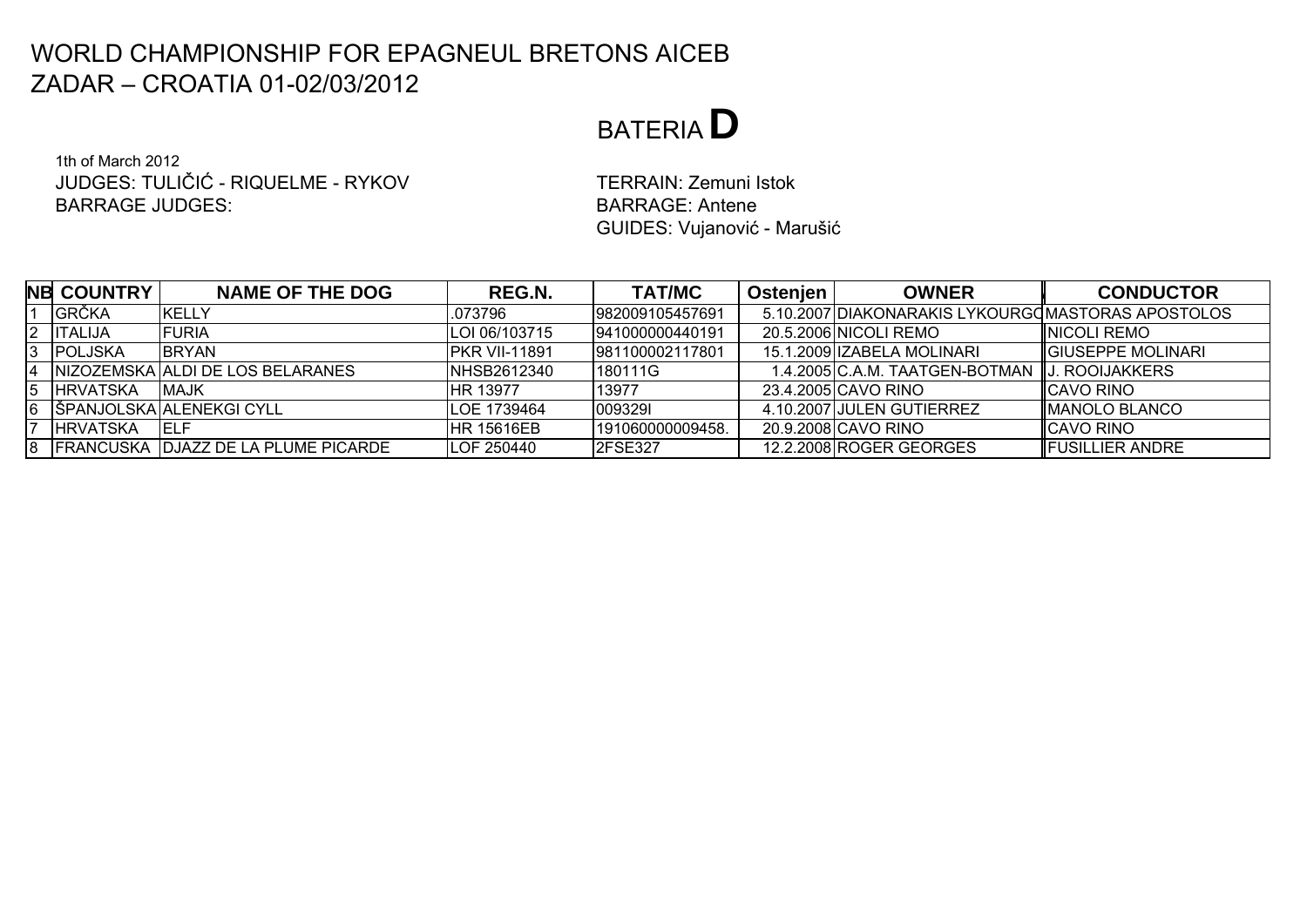# WORLD CHAMPIONSHIP FOR EPAGNEUL BRETONS AICEB
# ZADAR – CROATIA 01-02/03/2012

## BATERIA **D**

1th of March 2012

JUDGES: TULIČIĆ - RIQUELME - RYKOV

BARRAGE JUDGES:

TERRAIN: Zemuni Istok

BARRAGE: Antene

GUIDES: Vujanović - Marušić

| NB | COUNTRY | NAME OF THE DOG | REG.N. | TAT/MC | Ostenjen | OWNER | CONDUCTOR |
|---|---|---|---|---|---|---|---|
| 1 | GRČKA | KELLY | .073796 | 982009105457691 | 5.10.2007 | DIAKONARAKIS LYKOURGO | MASTORAS APOSTOLOS |
| 2 | ITALIJA | FURIA | LOI 06/103715 | 941000000440191 | 20.5.2006 | NICOLI REMO | NICOLI REMO |
| 3 | POLJSKA | BRYAN | PKR VII-11891 | 981100002117801 | 15.1.2009 | IZABELA MOLINARI | GIUSEPPE MOLINARI |
| 4 | NIZOZEMSKA | ALDI DE LOS BELARANES | NHSB2612340 | 180111G | 1.4.2005 | C.A.M. TAATGEN-BOTMAN | J. ROOIJAKKERS |
| 5 | HRVATSKA | MAJK | HR 13977 | 13977 | 23.4.2005 | CAVO RINO | CAVO RINO |
| 6 | ŠPANJOLSKA | ALENEKGI CYLL | LOE 1739464 | 009329I | 4.10.2007 | JULEN GUTIERREZ | MANOLO BLANCO |
| 7 | HRVATSKA | ELF | HR 15616EB | 191060000009458. | 20.9.2008 | CAVO RINO | CAVO RINO |
| 8 | FRANCUSKA | DJAZZ DE LA PLUME PICARDE | LOF 250440 | 2FSE327 | 12.2.2008 | ROGER GEORGES | FUSILLIER ANDRE |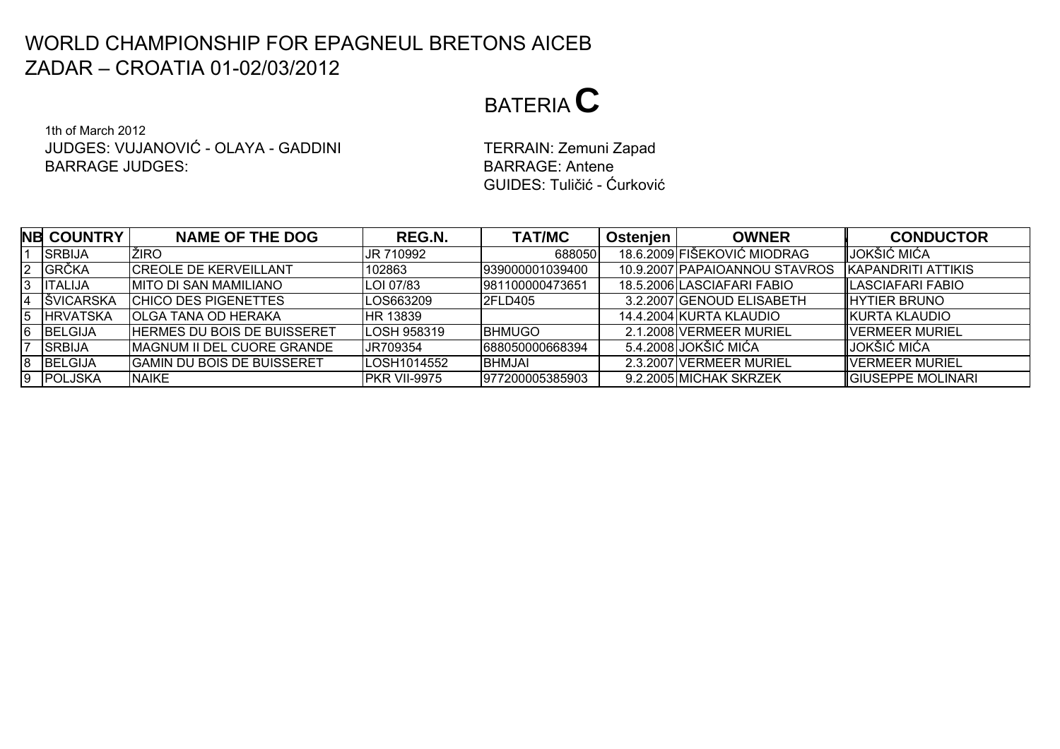# WORLD CHAMPIONSHIP FOR EPAGNEUL BRETONS AICEB
# ZADAR – CROATIA 01-02/03/2012

## BATERIA C

1th of March 2012
JUDGES: VUJANOVIĆ - OLAYA - GADDINI
BARRAGE JUDGES:

TERRAIN: Zemuni Zapad
BARRAGE: Antene
GUIDES: Tuličić - Ćurković

| NB | COUNTRY | NAME OF THE DOG | REG.N. | TAT/MC | Ostenjen | OWNER | CONDUCTOR |
|---|---|---|---|---|---|---|---|
| 1 | SRBIJA | ŽIRO | JR 710992 | 688050 | 18.6.2009 | FIŠEKOVIĆ MIODRAG | JOKŠIĆ MIĆA |
| 2 | GRČKA | CREOLE DE KERVEILLANT | 102863 | 939000001039400 | 10.9.2007 | PAPAIOANNOU STAVROS | KAPANDRITI ATTIKIS |
| 3 | ITALIJA | MITO DI SAN MAMILIANO | LOI 07/83 | 981100000473651 | 18.5.2006 | LASCIAFARI FABIO | LASCIAFARI FABIO |
| 4 | ŠVICARSKA | CHICO DES PIGENETTES | LOS663209 | 2FLD405 | 3.2.2007 | GENOUD ELISABETH | HYTIER BRUNO |
| 5 | HRVATSKA | OLGA TANA OD HERAKA | HR 13839 | | 14.4.2004 | KURTA KLAUDIO | KURTA KLAUDIO |
| 6 | BELGIJA | HERMES DU BOIS DE BUISSERET | LOSH 958319 | BHMUGO | 2.1.2008 | VERMEER MURIEL | VERMEER MURIEL |
| 7 | SRBIJA | MAGNUM II DEL CUORE GRANDE | JR709354 | 688050000668394 | 5.4.2008 | JOKŠIĆ MIĆA | JOKŠIĆ MIĆA |
| 8 | BELGIJA | GAMIN DU BOIS DE BUISSERET | LOSH1014552 | BHMJAI | 2.3.2007 | VERMEER MURIEL | VERMEER MURIEL |
| 9 | POLJSKA | NAIKE | PKR VII-9975 | 977200005385903 | 9.2.2005 | MICHAK SKRZEK | GIUSEPPE MOLINARI |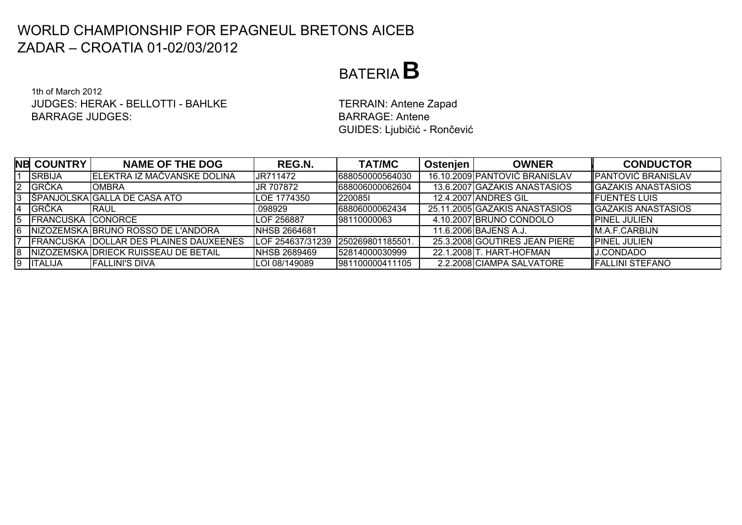# WORLD CHAMPIONSHIP FOR EPAGNEUL BRETONS AICEB
# ZADAR – CROATIA 01-02/03/2012

## BATERIA **B**

1th of March 2012
JUDGES: HERAK - BELLOTTI - BAHLKE
BARRAGE JUDGES:

TERRAIN: Antene Zapad
BARRAGE: Antene
GUIDES: Ljubičić - Rončević

| NB | COUNTRY | NAME OF THE DOG | REG.N. | TAT/MC | Ostenjen | OWNER | CONDUCTOR |
|---|---|---|---|---|---|---|---|
| 1 | SRBIJA | ELEKTRA IZ MAČVANSKE DOLINA | JR711472 | 688050000564030 | 16.10.2009 | PANTOVIĆ BRANISLAV | PANTOVIĆ BRANISLAV |
| 2 | GRČKA | OMBRA | JR 707872 | 688006000062604 | 13.6.2007 | GAZAKIS ANASTASIOS | GAZAKIS ANASTASIOS |
| 3 | ŠPANJOLSKA | GALLA DE CASA ATO | LOE 1774350 | 220085I | 12.4.2007 | ANDRES GIL | FUENTES LUIS |
| 4 | GRČKA | RAUL | .098929 | 68806000062434 | 25.11.2005 | GAZAKIS ANASTASIOS | GAZAKIS ANASTASIOS |
| 5 | FRANCUSKA | CONORCE | LOF 256887 | 98110000063 | 4.10.2007 | BRUNO CONDOLO | PINEL JULIEN |
| 6 | NIZOZEMSKA | BRUNO ROSSO DE L'ANDORA | NHSB 2664681 | | 11.6.2006 | BAJENS A.J. | M.A.F.CARBIJN |
| 7 | FRANCUSKA | DOLLAR DES PLAINES DAUXEENES | LOF 254637/31239 | 250269801185501. | 25.3.2008 | GOUTIRES JEAN PIERE | PINEL JULIEN |
| 8 | NIZOZEMSKA | DRIECK RUISSEAU DE BETAIL | NHSB 2689469 | 52814000030999 | 22.1.2008 | T. HART-HOFMAN | J.CONDADO |
| 9 | ITALIJA | FALLINI'S DIVA | LOI 08/149089 | 981100000411105 | 2.2.2008 | CIAMPA SALVATORE | FALLINI STEFANO |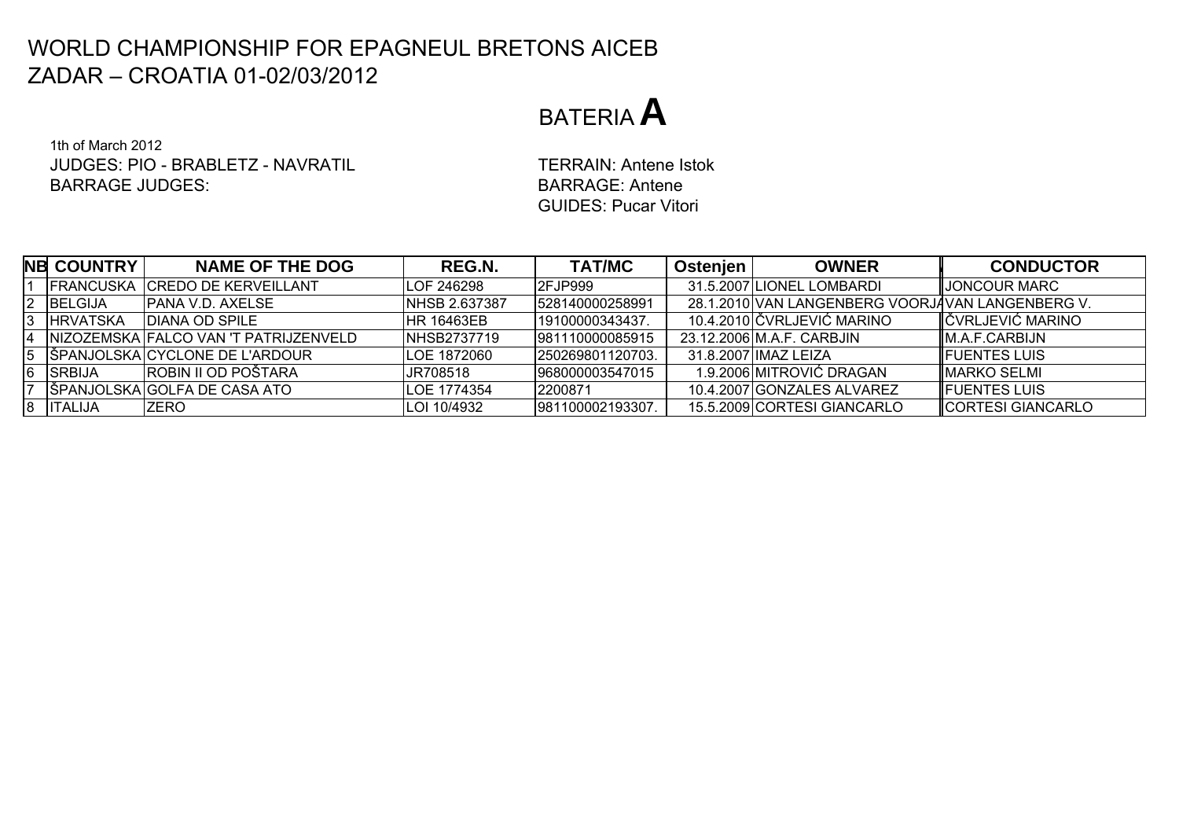# WORLD CHAMPIONSHIP FOR EPAGNEUL BRETONS AICEB
## ZADAR – CROATIA 01-02/03/2012

# BATERIA A

1th of March 2012
JUDGES: PIO - BRABLETZ - NAVRATIL
BARRAGE JUDGES:

TERRAIN: Antene Istok
BARRAGE: Antene
GUIDES: Pucar Vitori

| NB | COUNTRY | NAME OF THE DOG | REG.N. | TAT/MC | Ostenjen | OWNER | CONDUCTOR |
|---|---|---|---|---|---|---|---|
| 1 | FRANCUSKA | CREDO DE KERVEILLANT | LOF 246298 | 2FJP999 | 31.5.2007 | LIONEL LOMBARDI | JONCOUR MARC |
| 2 | BELGIJA | PANA V.D. AXELSE | NHSB 2.637387 | 528140000258991 | 28.1.2010 | VAN LANGENBERG VOORJA | VAN LANGENBERG V. |
| 3 | HRVATSKA | DIANA OD SPILE | HR 16463EB | 19100000343437. | 10.4.2010 | ČVRLJEVIĆ MARINO | ČVRLJEVIĆ MARINO |
| 4 | NIZOZEMSKA | FALCO VAN 'T PATRIJZENVELD | NHSB2737719 | 981110000085915 | 23.12.2006 | M.A.F. CARBJIN | M.A.F.CARBIJN |
| 5 | ŠPANJOLSKA | CYCLONE DE L'ARDOUR | LOE 1872060 | 250269801120703. | 31.8.2007 | IMAZ LEIZA | FUENTES LUIS |
| 6 | SRBIJA | ROBIN II OD POŠTARA | JR708518 | 968000003547015 | 1.9.2006 | MITROVIĆ DRAGAN | MARKO SELMI |
| 7 | ŠPANJOLSKA | GOLFA DE CASA ATO | LOE 1774354 | 2200871 | 10.4.2007 | GONZALES ALVAREZ | FUENTES LUIS |
| 8 | ITALIJA | ZERO | LOI 10/4932 | 981100002193307. | 15.5.2009 | CORTESI GIANCARLO | CORTESI GIANCARLO |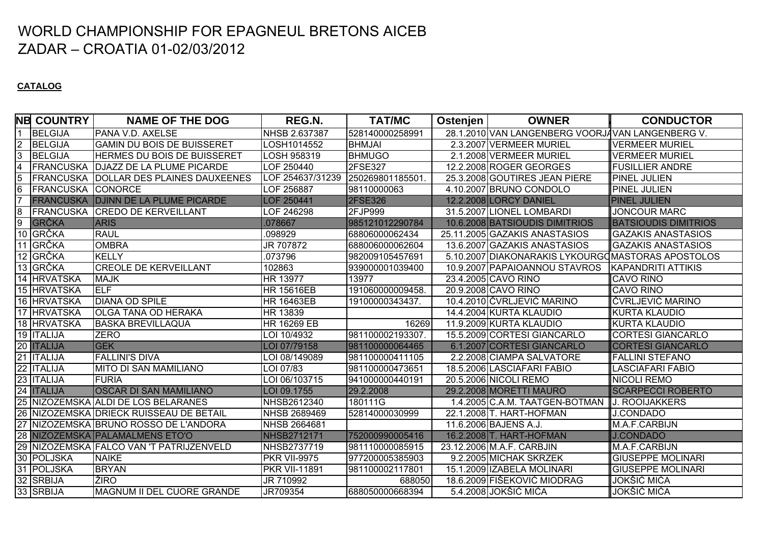# WORLD CHAMPIONSHIP FOR EPAGNEUL BRETONS AICEB
# ZADAR – CROATIA 01-02/03/2012

**CATALOG**

| NB | COUNTRY | NAME OF THE DOG | REG.N. | TAT/MC | Ostenjen | OWNER | CONDUCTOR |
|---|---|---|---|---|---|---|---|
| 1 | BELGIJA | PANA V.D. AXELSE | NHSB 2.637387 | 528140000258991 | 28.1.2010 | VAN LANGENBERG VOORJA | VAN LANGENBERG V. |
| 2 | BELGIJA | GAMIN DU BOIS DE BUISSERET | LOSH1014552 | BHMJAI | 2.3.2007 | VERMEER MURIEL | VERMEER MURIEL |
| 3 | BELGIJA | HERMES DU BOIS DE BUISSERET | LOSH 958319 | BHMUGO | 2.1.2008 | VERMEER MURIEL | VERMEER MURIEL |
| 4 | FRANCUSKA | DJAZZ DE LA PLUME PICARDE | LOF 250440 | 2FSE327 | 12.2.2008 | ROGER GEORGES | FUSILLIER ANDRE |
| 5 | FRANCUSKA | DOLLAR DES PLAINES DAUXEENES | LOF 254637/31239 | 250269801185501. | 25.3.2008 | GOUTIRES JEAN PIERE | PINEL JULIEN |
| 6 | FRANCUSKA | CONORCE | LOF 256887 | 98110000063 | 4.10.2007 | BRUNO CONDOLO | PINEL JULIEN |
| 7 | FRANCUSKA | DJINN DE LA PLUME PICARDE | LOF 250441 | 2FSE326 | 12.2.2008 | LORCY DANIEL | PINEL JULIEN |
| 8 | FRANCUSKA | CREDO DE KERVEILLANT | LOF 246298 | 2FJP999 | 31.5.2007 | LIONEL LOMBARDI | JONCOUR MARC |
| 9 | GRČKA | ARIS | .078667 | 985121012290784 | 10.6.2008 | BATSIOUDIS DIMITRIOS | BATSIOUDIS DIMITRIOS |
| 10 | GRČKA | RAUL | .098929 | 688060000062434 | 25.11.2005 | GAZAKIS ANASTASIOS | GAZAKIS ANASTASIOS |
| 11 | GRČKA | OMBRA | JR 707872 | 688060000062604 | 13.6.2007 | GAZAKIS ANASTASIOS | GAZAKIS ANASTASIOS |
| 12 | GRČKA | KELLY | .073796 | 982009105457691 | 5.10.2007 | DIAKONARAKIS LYKOURGO | MASTORAS APOSTOLOS |
| 13 | GRČKA | CREOLE DE KERVEILLANT | 102863 | 939000001039400 | 10.9.2007 | PAPAIOANNOU STAVROS | KAPANDRITI ATTIKIS |
| 14 | HRVATSKA | MAJK | HR 13977 | 13977 | 23.4.2005 | CAVO RINO | CAVO RINO |
| 15 | HRVATSKA | ELF | HR 15616EB | 191060000009458. | 20.9.2008 | CAVO RINO | CAVO RINO |
| 16 | HRVATSKA | DIANA OD SPILE | HR 16463EB | 19100000343437. | 10.4.2010 | ČVRLJEVIĆ MARINO | ČVRLJEVIĆ MARINO |
| 17 | HRVATSKA | OLGA TANA OD HERAKA | HR 13839 | | 14.4.2004 | KURTA KLAUDIO | KURTA KLAUDIO |
| 18 | HRVATSKA | BASKA BREVILLAQUA | HR 16269 EB | 16269 | 11.9.2009 | KURTA KLAUDIO | KURTA KLAUDIO |
| 19 | ITALIJA | ZERO | LOI 10/4932 | 981100002193307. | 15.5.2009 | CORTESI GIANCARLO | CORTESI GIANCARLO |
| 20 | ITALIJA | GEK | LOI 07/79158 | 981100000064465 | 6.1.2007 | CORTESI GIANCARLO | CORTESI GIANCARLO |
| 21 | ITALIJA | FALLINI'S DIVA | LOI 08/149089 | 981100000411105 | 2.2.2008 | CIAMPA SALVATORE | FALLINI STEFANO |
| 22 | ITALIJA | MITO DI SAN MAMILIANO | LOI 07/83 | 981100000473651 | 18.5.2006 | LASCIAFARI FABIO | LASCIAFARI FABIO |
| 23 | ITALIJA | FURIA | LOI 06/103715 | 941000000440191 | 20.5.2006 | NICOLI REMO | NICOLI REMO |
| 24 | ITALIJA | OSCAR DI SAN MAMILIANO | LOI 09.1755 | 29.2.2008 | 29.2.2008 | MORETTI MAURO | SCARPECCI ROBERTO |
| 25 | NIZOZEMSKA | ALDI DE LOS BELARANES | NHSB2612340 | 180111G | 1.4.2005 | C.A.M. TAATGEN-BOTMAN | J. ROOIJAKKERS |
| 26 | NIZOZEMSKA | DRIECK RUISSEAU DE BETAIL | NHSB 2689469 | 52814000030999 | 22.1.2008 | T. HART-HOFMAN | J.CONDADO |
| 27 | NIZOZEMSKA | BRUNO ROSSO DE L'ANDORA | NHSB 2664681 | | 11.6.2006 | BAJENS A.J. | M.A.F.CARBIJN |
| 28 | NIZOZEMSKA | PALAMALMENS ETO'O | NHSB2712171 | 752000990005416 | 16.2.2008 | T. HART-HOFMAN | J.CONDADO |
| 29 | NIZOZEMSKA | FALCO VAN 'T PATRIJZENVELD | NHSB2737719 | 981110000085915 | 23.12.2006 | M.A.F. CARBJIN | M.A.F.CARBIJN |
| 30 | POLJSKA | NAIKE | PKR VII-9975 | 977200005385903 | 9.2.2005 | MICHAK SKRZEK | GIUSEPPE MOLINARI |
| 31 | POLJSKA | BRYAN | PKR VII-11891 | 981100002117801 | 15.1.2009 | IZABELA MOLINARI | GIUSEPPE MOLINARI |
| 32 | SRBIJA | ŽIRO | JR 710992 | 688050 | 18.6.2009 | FIŠEKOVIĆ MIODRAG | JOKŠIĆ MIĆA |
| 33 | SRBIJA | MAGNUM II DEL CUORE GRANDE | JR709354 | 688050000668394 | 5.4.2008 | JOKŠIĆ MIĆA | JOKŠIĆ MIĆA |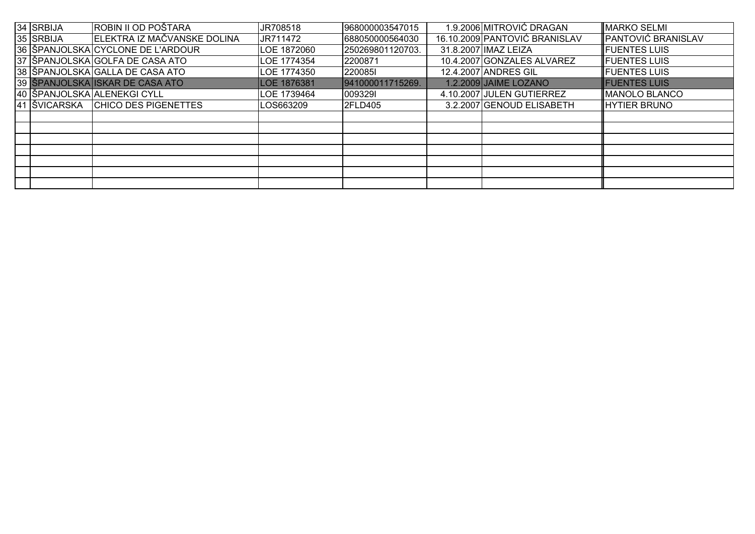| | | | | | | | |
|---|---|---|---|---|---|---|---|
| 34 | SRBIJA | ROBIN II OD POŠTARA | JR708518 | 968000003547015 | 1.9.2006 | MITROVIĆ DRAGAN | MARKO SELMI |
| 35 | SRBIJA | ELEKTRA IZ MAČVANSKE DOLINA | JR711472 | 688050000564030 | 16.10.2009 | PANTOVIĆ BRANISLAV | PANTOVIĆ BRANISLAV |
| 36 | ŠPANJOLSKA | CYCLONE DE L'ARDOUR | LOE 1872060 | 250269801120703. | 31.8.2007 | IMAZ LEIZA | FUENTES LUIS |
| 37 | ŠPANJOLSKA | GOLFA DE CASA ATO | LOE 1774354 | 2200871 | 10.4.2007 | GONZALES ALVAREZ | FUENTES LUIS |
| 38 | ŠPANJOLSKA | GALLA DE CASA ATO | LOE 1774350 | 220085I | 12.4.2007 | ANDRES GIL | FUENTES LUIS |
| 39 | ŠPANJOLSKA | ISKAR DE CASA ATO | LOE 1876381 | 941000011715269. | 1.2.2009 | JAIME LOZANO | FUENTES LUIS |
| 40 | ŠPANJOLSKA | ALENEKGI CYLL | LOE 1739464 | 009329I | 4.10.2007 | JULEN GUTIERREZ | MANOLO BLANCO |
| 41 | ŠVICARSKA | CHICO DES PIGENETTES | LOS663209 | 2FLD405 | 3.2.2007 | GENOUD ELISABETH | HYTIER BRUNO |
| | | | | | | | |
| | | | | | | | |
| | | | | | | | |
| | | | | | | | |
| | | | | | | | |
| | | | | | | | |
| | | | | | | | |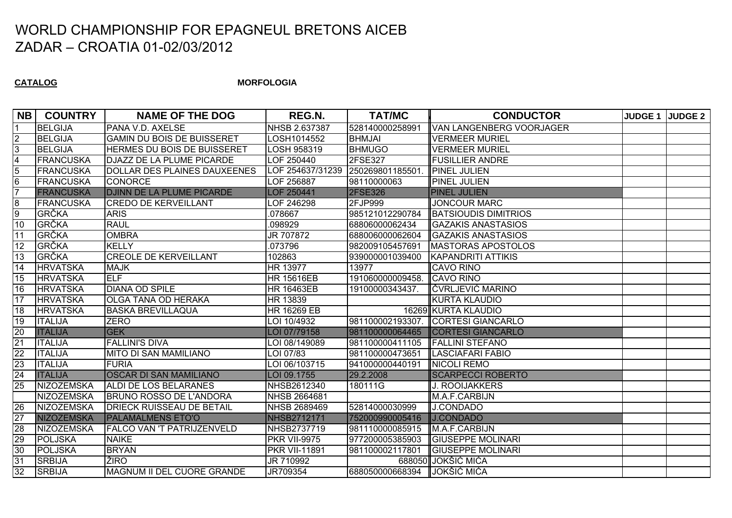# WORLD CHAMPIONSHIP FOR EPAGNEUL BRETONS AICEB
# ZADAR – CROATIA 01-02/03/2012

**CATALOG** **MORFOLOGIA**

| NB | COUNTRY | NAME OF THE DOG | REG.N. | TAT/MC | CONDUCTOR | JUDGE 1 | JUDGE 2 |
|---|---|---|---|---|---|---|---|
| 1 | BELGIJA | PANA V.D. AXELSE | NHSB 2.637387 | 528140000258991 | VAN LANGENBERG VOORJAGER | | |
| 2 | BELGIJA | GAMIN DU BOIS DE BUISSERET | LOSH1014552 | BHMJAI | VERMEER MURIEL | | |
| 3 | BELGIJA | HERMES DU BOIS DE BUISSERET | LOSH 958319 | BHMUGO | VERMEER MURIEL | | |
| 4 | FRANCUSKA | DJAZZ DE LA PLUME PICARDE | LOF 250440 | 2FSE327 | FUSILLIER ANDRE | | |
| 5 | FRANCUSKA | DOLLAR DES PLAINES DAUXEENES | LOF 254637/31239 | 250269801185501. | PINEL JULIEN | | |
| 6 | FRANCUSKA | CONORCE | LOF 256887 | 98110000063 | PINEL JULIEN | | |
| 7 | FRANCUSKA | DJINN DE LA PLUME PICARDE | LOF 250441 | 2FSE326 | PINEL JULIEN | | |
| 8 | FRANCUSKA | CREDO DE KERVEILLANT | LOF 246298 | 2FJP999 | JONCOUR MARC | | |
| 9 | GRČKA | ARIS | .078667 | 985121012290784 | BATSIOUDIS DIMITRIOS | | |
| 10 | GRČKA | RAUL | .098929 | 68806000062434 | GAZAKIS ANASTASIOS | | |
| 11 | GRČKA | OMBRA | JR 707872 | 688006000062604 | GAZAKIS ANASTASIOS | | |
| 12 | GRČKA | KELLY | .073796 | 982009105457691 | MASTORAS APOSTOLOS | | |
| 13 | GRČKA | CREOLE DE KERVEILLANT | 102863 | 939000001039400 | KAPANDRITI ATTIKIS | | |
| 14 | HRVATSKA | MAJK | HR 13977 | 13977 | CAVO RINO | | |
| 15 | HRVATSKA | ELF | HR 15616EB | 191060000009458. | CAVO RINO | | |
| 16 | HRVATSKA | DIANA OD SPILE | HR 16463EB | 19100000343437. | ČVRLJEVIĆ MARINO | | |
| 17 | HRVATSKA | OLGA TANA OD HERAKA | HR 13839 | | KURTA KLAUDIO | | |
| 18 | HRVATSKA | BASKA BREVILLAQUA | HR 16269 EB | 16269 | KURTA KLAUDIO | | |
| 19 | ITALIJA | ZERO | LOI 10/4932 | 981100002193307. | CORTESI GIANCARLO | | |
| 20 | ITALIJA | GEK | LOI 07/79158 | 981100000064465 | CORTESI GIANCARLO | | |
| 21 | ITALIJA | FALLINI'S DIVA | LOI 08/149089 | 981100000411105 | FALLINI STEFANO | | |
| 22 | ITALIJA | MITO DI SAN MAMILIANO | LOI 07/83 | 981100000473651 | LASCIAFARI FABIO | | |
| 23 | ITALIJA | FURIA | LOI 06/103715 | 941000000440191 | NICOLI REMO | | |
| 24 | ITALIJA | OSCAR DI SAN MAMILIANO | LOI 09.1755 | 29.2.2008 | SCARPECCI ROBERTO | | |
| 25 | NIZOZEMSKA | ALDI DE LOS BELARANES | NHSB2612340 | 180111G | J. ROOIJAKKERS | | |
| | NIZOZEMSKA | BRUNO ROSSO DE L'ANDORA | NHSB 2664681 | | M.A.F.CARBIJN | | |
| 26 | NIZOZEMSKA | DRIECK RUISSEAU DE BETAIL | NHSB 2689469 | 52814000030999 | J.CONDADO | | |
| 27 | NIZOZEMSKA | PALAMALMENS ETO'O | NHSB2712171 | 752000990005416 | J.CONDADO | | |
| 28 | NIZOZEMSKA | FALCO VAN 'T PATRIJZENVELD | NHSB2737719 | 981110000085915 | M.A.F.CARBIJN | | |
| 29 | POLJSKA | NAIKE | PKR VII-9975 | 977200005385903 | GIUSEPPE MOLINARI | | |
| 30 | POLJSKA | BRYAN | PKR VII-11891 | 981100002117801 | GIUSEPPE MOLINARI | | |
| 31 | SRBIJA | ŽIRO | JR 710992 | 688050 | JOKŠIĆ MIĆA | | |
| 32 | SRBIJA | MAGNUM II DEL CUORE GRANDE | JR709354 | 688050000668394 | JOKŠIĆ MIĆA | | |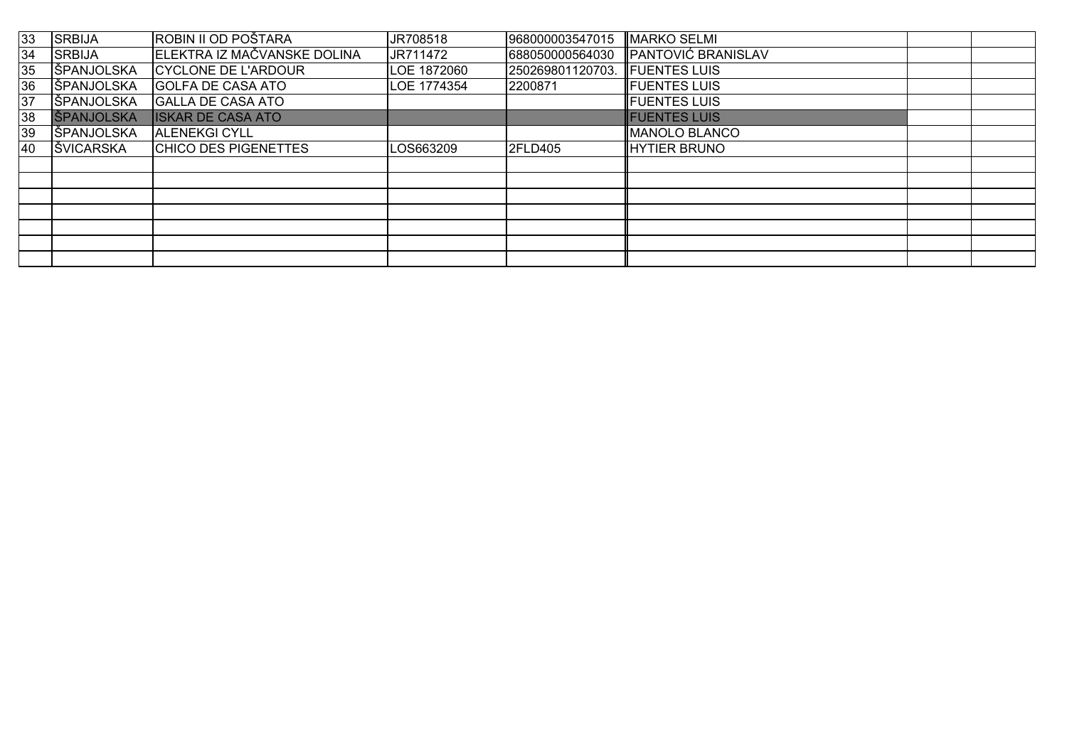| | | | | | | | |
|---|---|---|---|---|---|---|---|
| 33 | SRBIJA | ROBIN II OD POŠTARA | JR708518 | 968000003547015 | MARKO SELMI | | |
| 34 | SRBIJA | ELEKTRA IZ MAČVANSKE DOLINA | JR711472 | 688050000564030 | PANTOVIĆ BRANISLAV | | |
| 35 | ŠPANJOLSKA | CYCLONE DE L'ARDOUR | LOE 1872060 | 250269801120703. | FUENTES LUIS | | |
| 36 | ŠPANJOLSKA | GOLFA DE CASA ATO | LOE 1774354 | 2200871 | FUENTES LUIS | | |
| 37 | ŠPANJOLSKA | GALLA DE CASA ATO | | | FUENTES LUIS | | |
| 38 | ŠPANJOLSKA | ISKAR DE CASA ATO | | | FUENTES LUIS | | |
| 39 | ŠPANJOLSKA | ALENEKGI CYLL | | | MANOLO BLANCO | | |
| 40 | ŠVICARSKA | CHICO DES PIGENETTES | LOS663209 | 2FLD405 | HYTIER BRUNO | | |
| | | | | | | | |
| | | | | | | | |
| | | | | | | | |
| | | | | | | | |
| | | | | | | | |
| | | | | | | | |
| | | | | | | | |